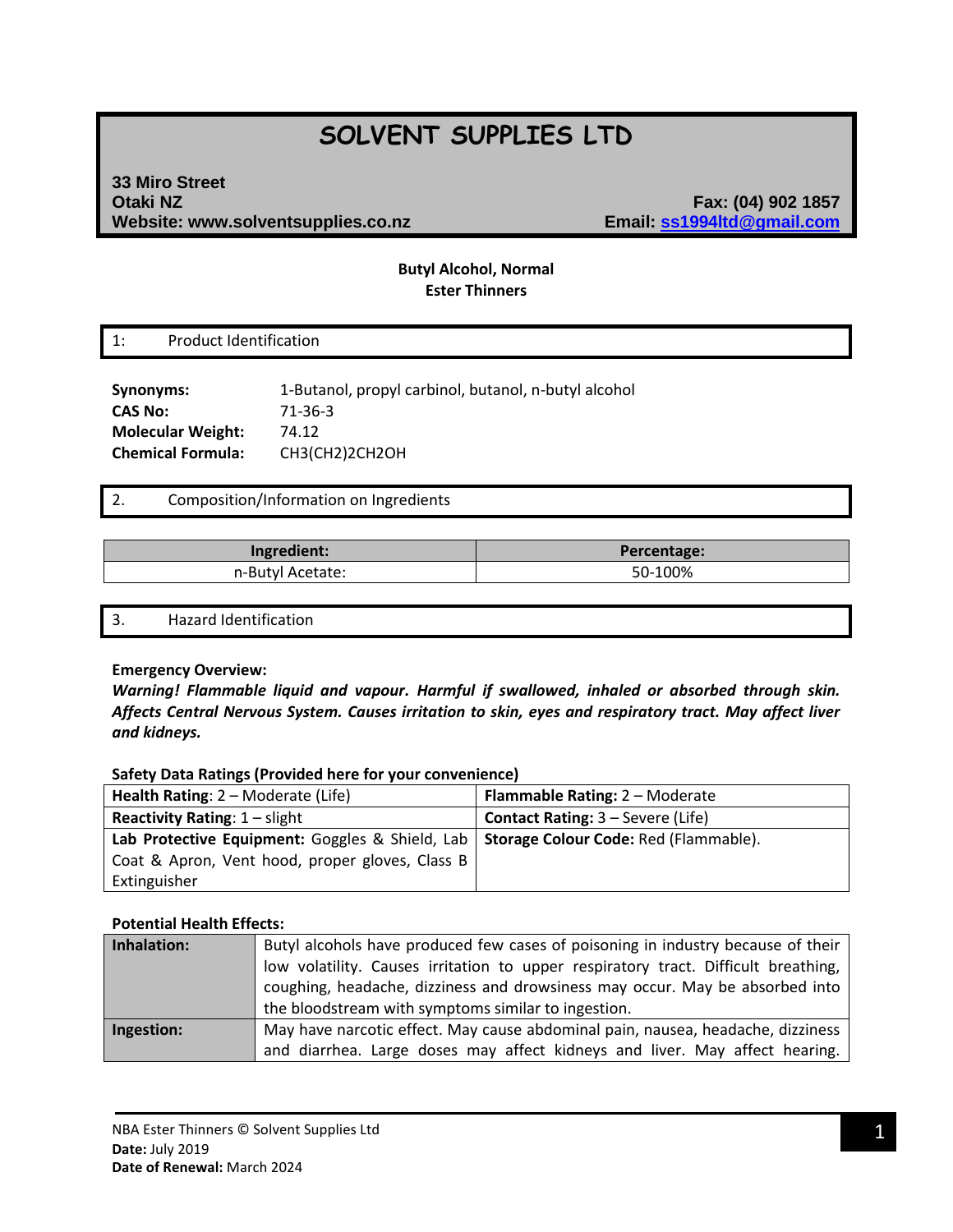# SOLVENT SUPPLIES LTD

**33 Miro Street**
**Otaki NZ**
**Website: www.solventsupplies.co.nz**

**Fax: (04) 902 1857**
**Email: ss1994ltd@gmail.com**

**Butyl Alcohol, Normal**
**Ester Thinners**

## 1: Product Identification

**Synonyms:** 1-Butanol, propyl carbinol, butanol, n-butyl alcohol
**CAS No:** 71-36-3
**Molecular Weight:** 74.12
**Chemical Formula:** CH3(CH2)2CH2OH

## 2. Composition/Information on Ingredients

| Ingredient: | Percentage: |
|---|---|
| n-Butyl Acetate: | 50-100% |

## 3. Hazard Identification

**Emergency Overview:**
***Warning! Flammable liquid and vapour. Harmful if swallowed, inhaled or absorbed through skin. Affects Central Nervous System. Causes irritation to skin, eyes and respiratory tract. May affect liver and kidneys.***

**Safety Data Ratings (Provided here for your convenience)**

| | |
|---|---|
| **Health Rating**: 2 – Moderate (Life) | **Flammable Rating:** 2 – Moderate |
| **Reactivity Rating**: 1 – slight | **Contact Rating:** 3 – Severe (Life) |
| **Lab Protective Equipment:** Goggles & Shield, Lab Coat & Apron, Vent hood, proper gloves, Class B Extinguisher | **Storage Colour Code:** Red (Flammable). |

**Potential Health Effects:**

| | |
|---|---|
| **Inhalation:** | Butyl alcohols have produced few cases of poisoning in industry because of their low volatility. Causes irritation to upper respiratory tract. Difficult breathing, coughing, headache, dizziness and drowsiness may occur. May be absorbed into the bloodstream with symptoms similar to ingestion. |
| **Ingestion:** | May have narcotic effect. May cause abdominal pain, nausea, headache, dizziness and diarrhea. Large doses may affect kidneys and liver. May affect hearing. |

NBA Ester Thinners © Solvent Supplies Ltd
**Date:** July 2019
**Date of Renewal:** March 2024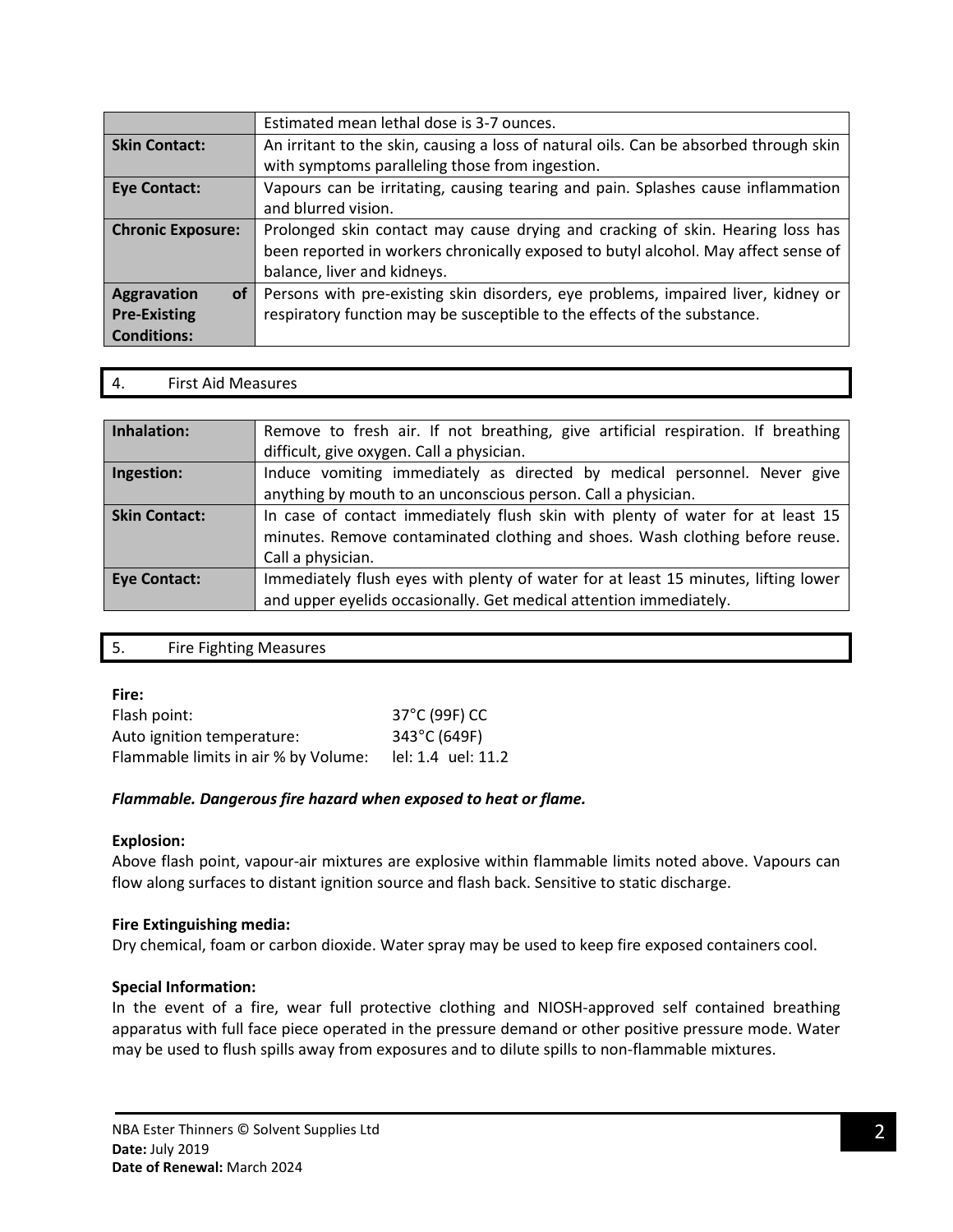| | |
|---|---|
| | Estimated mean lethal dose is 3-7 ounces. |
| **Skin Contact:** | An irritant to the skin, causing a loss of natural oils. Can be absorbed through skin with symptoms paralleling those from ingestion. |
| **Eye Contact:** | Vapours can be irritating, causing tearing and pain. Splashes cause inflammation and blurred vision. |
| **Chronic Exposure:** | Prolonged skin contact may cause drying and cracking of skin. Hearing loss has been reported in workers chronically exposed to butyl alcohol. May affect sense of balance, liver and kidneys. |
| **Aggravation of Pre-Existing Conditions:** | Persons with pre-existing skin disorders, eye problems, impaired liver, kidney or respiratory function may be susceptible to the effects of the substance. |

## 4. First Aid Measures

| | |
|---|---|
| **Inhalation:** | Remove to fresh air. If not breathing, give artificial respiration. If breathing difficult, give oxygen. Call a physician. |
| **Ingestion:** | Induce vomiting immediately as directed by medical personnel. Never give anything by mouth to an unconscious person. Call a physician. |
| **Skin Contact:** | In case of contact immediately flush skin with plenty of water for at least 15 minutes. Remove contaminated clothing and shoes. Wash clothing before reuse. Call a physician. |
| **Eye Contact:** | Immediately flush eyes with plenty of water for at least 15 minutes, lifting lower and upper eyelids occasionally. Get medical attention immediately. |

## 5. Fire Fighting Measures

**Fire:**

| | |
|---|---|
| Flash point: | 37°C (99F) CC |
| Auto ignition temperature: | 343°C (649F) |
| Flammable limits in air % by Volume: | lel: 1.4 uel: 11.2 |

***Flammable. Dangerous fire hazard when exposed to heat or flame.***

**Explosion:**

Above flash point, vapour-air mixtures are explosive within flammable limits noted above. Vapours can flow along surfaces to distant ignition source and flash back. Sensitive to static discharge.

**Fire Extinguishing media:**

Dry chemical, foam or carbon dioxide. Water spray may be used to keep fire exposed containers cool.

**Special Information:**

In the event of a fire, wear full protective clothing and NIOSH-approved self contained breathing apparatus with full face piece operated in the pressure demand or other positive pressure mode. Water may be used to flush spills away from exposures and to dilute spills to non-flammable mixtures.

NBA Ester Thinners © Solvent Supplies Ltd
**Date:** July 2019
**Date of Renewal:** March 2024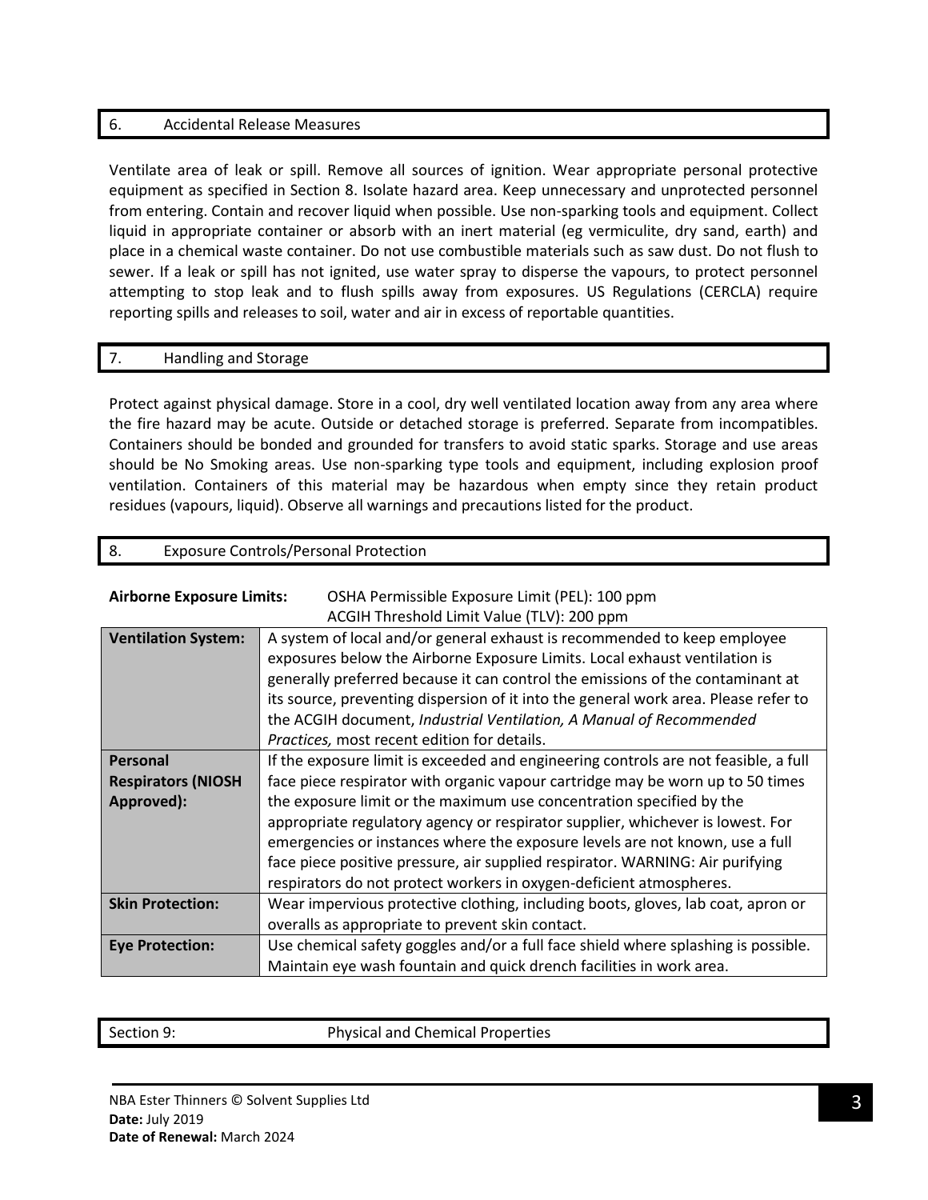## 6. Accidental Release Measures

Ventilate area of leak or spill. Remove all sources of ignition. Wear appropriate personal protective equipment as specified in Section 8. Isolate hazard area. Keep unnecessary and unprotected personnel from entering. Contain and recover liquid when possible. Use non-sparking tools and equipment. Collect liquid in appropriate container or absorb with an inert material (eg vermiculite, dry sand, earth) and place in a chemical waste container. Do not use combustible materials such as saw dust. Do not flush to sewer. If a leak or spill has not ignited, use water spray to disperse the vapours, to protect personnel attempting to stop leak and to flush spills away from exposures. US Regulations (CERCLA) require reporting spills and releases to soil, water and air in excess of reportable quantities.

## 7. Handling and Storage

Protect against physical damage. Store in a cool, dry well ventilated location away from any area where the fire hazard may be acute. Outside or detached storage is preferred. Separate from incompatibles. Containers should be bonded and grounded for transfers to avoid static sparks. Storage and use areas should be No Smoking areas. Use non-sparking type tools and equipment, including explosion proof ventilation. Containers of this material may be hazardous when empty since they retain product residues (vapours, liquid). Observe all warnings and precautions listed for the product.

## 8. Exposure Controls/Personal Protection

**Airborne Exposure Limits:** OSHA Permissible Exposure Limit (PEL): 100 ppm
ACGIH Threshold Limit Value (TLV): 200 ppm

| | |
|---|---|
| **Ventilation System:** | A system of local and/or general exhaust is recommended to keep employee exposures below the Airborne Exposure Limits. Local exhaust ventilation is generally preferred because it can control the emissions of the contaminant at its source, preventing dispersion of it into the general work area. Please refer to the ACGIH document, *Industrial Ventilation, A Manual of Recommended Practices,* most recent edition for details. |
| **Personal Respirators (NIOSH Approved):** | If the exposure limit is exceeded and engineering controls are not feasible, a full face piece respirator with organic vapour cartridge may be worn up to 50 times the exposure limit or the maximum use concentration specified by the appropriate regulatory agency or respirator supplier, whichever is lowest. For emergencies or instances where the exposure levels are not known, use a full face piece positive pressure, air supplied respirator. WARNING: Air purifying respirators do not protect workers in oxygen-deficient atmospheres. |
| **Skin Protection:** | Wear impervious protective clothing, including boots, gloves, lab coat, apron or overalls as appropriate to prevent skin contact. |
| **Eye Protection:** | Use chemical safety goggles and/or a full face shield where splashing is possible. Maintain eye wash fountain and quick drench facilities in work area. |

## Section 9: Physical and Chemical Properties

NBA Ester Thinners © Solvent Supplies Ltd
**Date:** July 2019
**Date of Renewal:** March 2024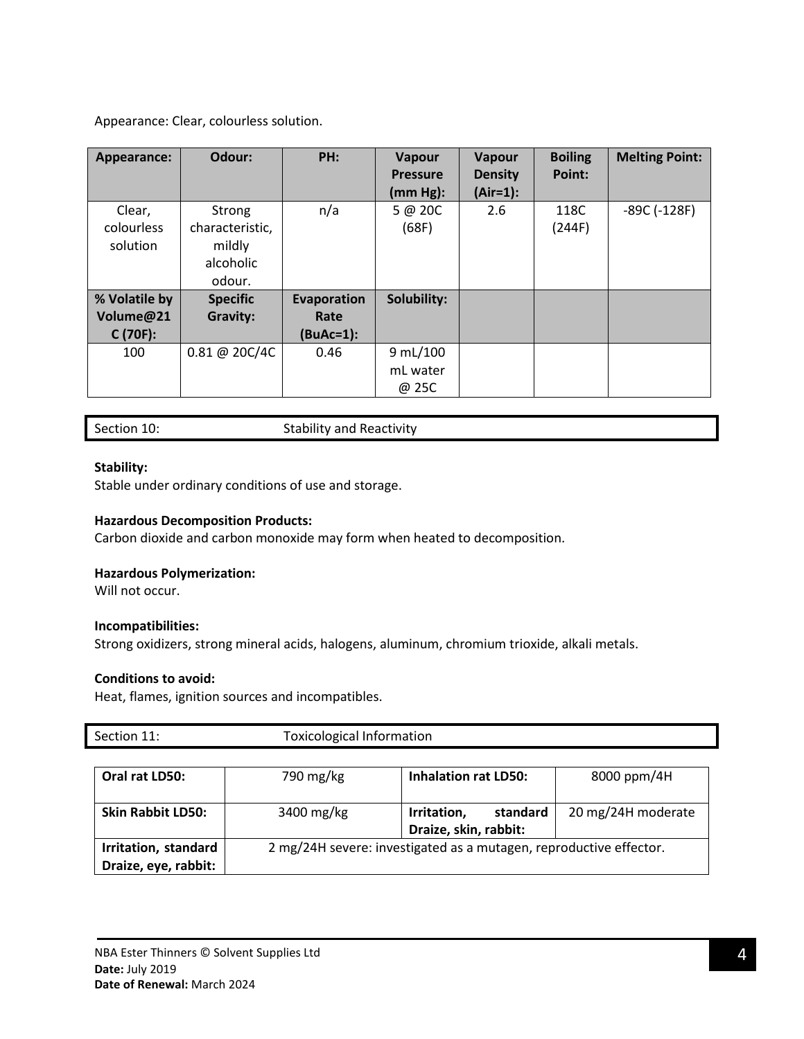Appearance: Clear, colourless solution.

| Appearance: | Odour: | PH: | Vapour Pressure (mm Hg): | Vapour Density (Air=1): | Boiling Point: | Melting Point: |
|---|---|---|---|---|---|---|
| Clear, colourless solution | Strong characteristic, mildly alcoholic odour. | n/a | 5 @ 20C (68F) | 2.6 | 118C (244F) | -89C (-128F) |
| **% Volatile by Volume@21 C (70F):** | **Specific Gravity:** | **Evaporation Rate (BuAc=1):** | **Solubility:** | | | |
| 100 | 0.81 @ 20C/4C | 0.46 | 9 mL/100 mL water @ 25C | | | |

## Section 10: Stability and Reactivity

**Stability:**
Stable under ordinary conditions of use and storage.

**Hazardous Decomposition Products:**
Carbon dioxide and carbon monoxide may form when heated to decomposition.

**Hazardous Polymerization:**
Will not occur.

**Incompatibilities:**
Strong oxidizers, strong mineral acids, halogens, aluminum, chromium trioxide, alkali metals.

**Conditions to avoid:**
Heat, flames, ignition sources and incompatibles.

## Section 11: Toxicological Information

| **Oral rat LD50:** | 790 mg/kg | **Inhalation rat LD50:** | 8000 ppm/4H |
|---|---|---|---|
| **Skin Rabbit LD50:** | 3400 mg/kg | **Irritation, standard Draize, skin, rabbit:** | 20 mg/24H moderate |
| **Irritation, standard Draize, eye, rabbit:** | 2 mg/24H severe: investigated as a mutagen, reproductive effector. | | |

NBA Ester Thinners © Solvent Supplies Ltd
**Date:** July 2019
**Date of Renewal:** March 2024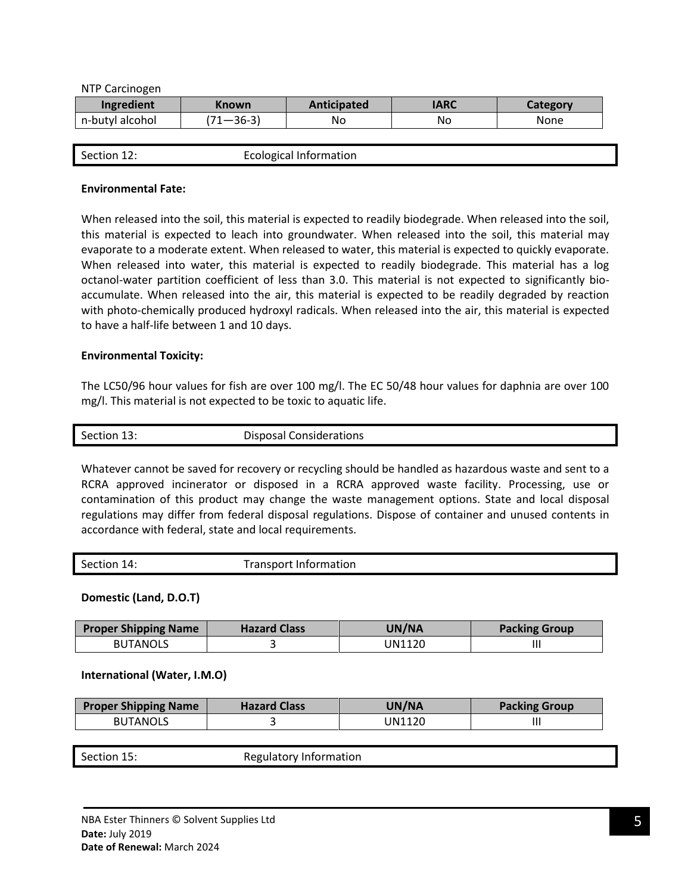NTP Carcinogen

| Ingredient | Known | Anticipated | IARC | Category |
|---|---|---|---|---|
| n-butyl alcohol | (71—36-3) | No | No | None |

## Section 12: Ecological Information

**Environmental Fate:**

When released into the soil, this material is expected to readily biodegrade. When released into the soil, this material is expected to leach into groundwater. When released into the soil, this material may evaporate to a moderate extent. When released to water, this material is expected to quickly evaporate. When released into water, this material is expected to readily biodegrade. This material has a log octanol-water partition coefficient of less than 3.0. This material is not expected to significantly bio-accumulate. When released into the air, this material is expected to be readily degraded by reaction with photo-chemically produced hydroxyl radicals. When released into the air, this material is expected to have a half-life between 1 and 10 days.

**Environmental Toxicity:**

The LC50/96 hour values for fish are over 100 mg/l. The EC 50/48 hour values for daphnia are over 100 mg/l. This material is not expected to be toxic to aquatic life.

## Section 13: Disposal Considerations

Whatever cannot be saved for recovery or recycling should be handled as hazardous waste and sent to a RCRA approved incinerator or disposed in a RCRA approved waste facility. Processing, use or contamination of this product may change the waste management options. State and local disposal regulations may differ from federal disposal regulations. Dispose of container and unused contents in accordance with federal, state and local requirements.

## Section 14: Transport Information

**Domestic (Land, D.O.T)**

| Proper Shipping Name | Hazard Class | UN/NA | Packing Group |
|---|---|---|---|
| BUTANOLS | 3 | UN1120 | III |

**International (Water, I.M.O)**

| Proper Shipping Name | Hazard Class | UN/NA | Packing Group |
|---|---|---|---|
| BUTANOLS | 3 | UN1120 | III |

## Section 15: Regulatory Information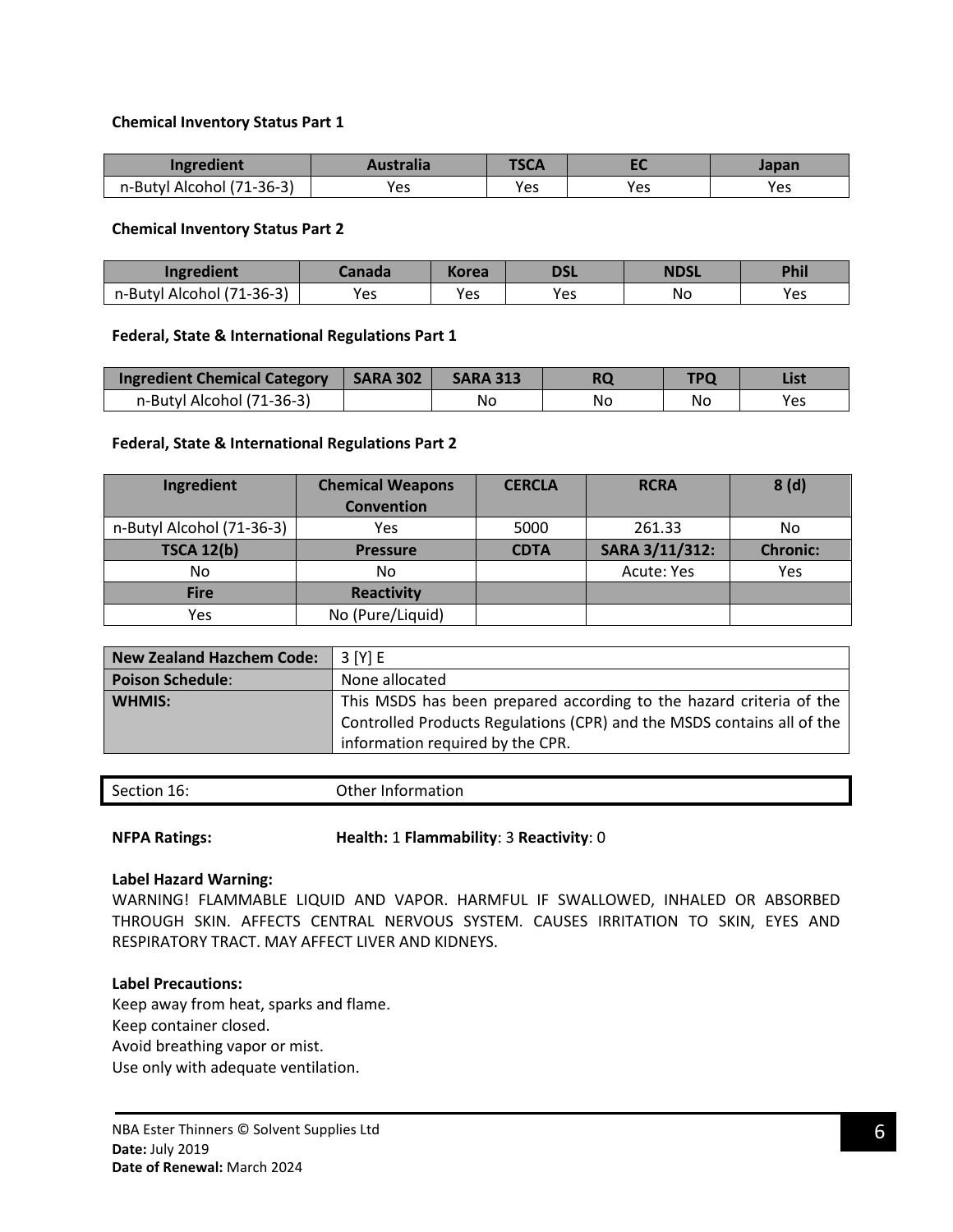**Chemical Inventory Status Part 1**

| Ingredient | Australia | TSCA | EC | Japan |
|---|---|---|---|---|
| n-Butyl Alcohol (71-36-3) | Yes | Yes | Yes | Yes |

**Chemical Inventory Status Part 2**

| Ingredient | Canada | Korea | DSL | NDSL | Phil |
|---|---|---|---|---|---|
| n-Butyl Alcohol (71-36-3) | Yes | Yes | Yes | No | Yes |

**Federal, State & International Regulations Part 1**

| Ingredient Chemical Category | SARA 302 | SARA 313 | RQ | TPQ | List |
|---|---|---|---|---|---|
| n-Butyl Alcohol (71-36-3) | | No | No | No | Yes |

**Federal, State & International Regulations Part 2**

| Ingredient | Chemical Weapons Convention | CERCLA | RCRA | 8 (d) |
|---|---|---|---|---|
| n-Butyl Alcohol (71-36-3) | Yes | 5000 | 261.33 | No |
| **TSCA 12(b)** | **Pressure** | **CDTA** | **SARA 3/11/312:** | **Chronic:** |
| No | No | | Acute: Yes | Yes |
| **Fire** | **Reactivity** | | | |
| Yes | No (Pure/Liquid) | | | |

| | |
|---|---|
| **New Zealand Hazchem Code:** | 3 [Y] E |
| **Poison Schedule**: | None allocated |
| **WHMIS:** | This MSDS has been prepared according to the hazard criteria of the Controlled Products Regulations (CPR) and the MSDS contains all of the information required by the CPR. |

## Section 16: Other Information

**NFPA Ratings:** **Health:** 1 **Flammability**: 3 **Reactivity**: 0

**Label Hazard Warning:**
WARNING! FLAMMABLE LIQUID AND VAPOR. HARMFUL IF SWALLOWED, INHALED OR ABSORBED THROUGH SKIN. AFFECTS CENTRAL NERVOUS SYSTEM. CAUSES IRRITATION TO SKIN, EYES AND RESPIRATORY TRACT. MAY AFFECT LIVER AND KIDNEYS.

**Label Precautions:**
Keep away from heat, sparks and flame.
Keep container closed.
Avoid breathing vapor or mist.
Use only with adequate ventilation.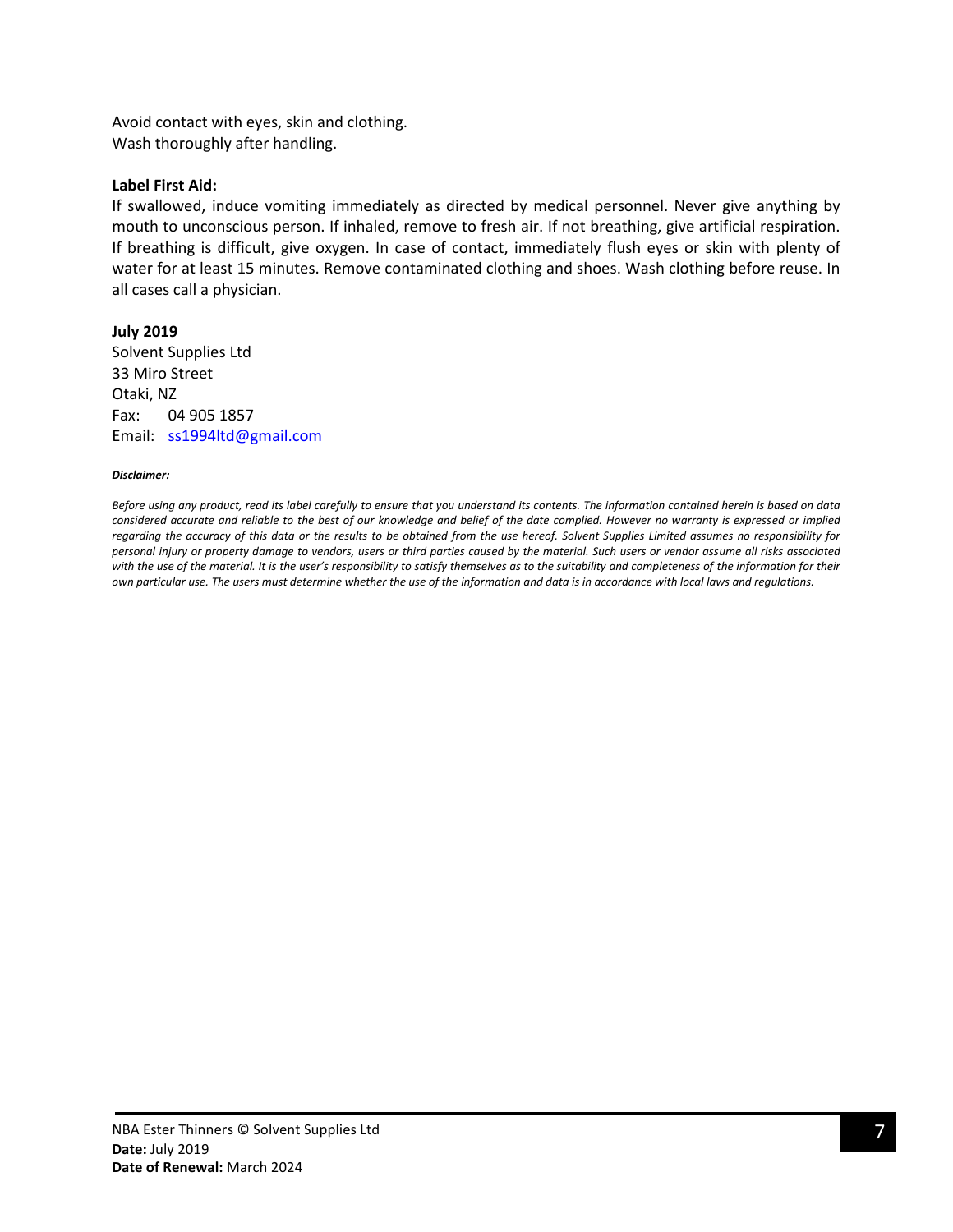Avoid contact with eyes, skin and clothing.
Wash thoroughly after handling.

**Label First Aid:**

If swallowed, induce vomiting immediately as directed by medical personnel. Never give anything by mouth to unconscious person. If inhaled, remove to fresh air. If not breathing, give artificial respiration. If breathing is difficult, give oxygen. In case of contact, immediately flush eyes or skin with plenty of water for at least 15 minutes. Remove contaminated clothing and shoes. Wash clothing before reuse. In all cases call a physician.

**July 2019**

Solvent Supplies Ltd
33 Miro Street
Otaki, NZ
Fax: 04 905 1857
Email: ss1994ltd@gmail.com

***Disclaimer:***

*Before using any product, read its label carefully to ensure that you understand its contents. The information contained herein is based on data considered accurate and reliable to the best of our knowledge and belief of the date complied. However no warranty is expressed or implied regarding the accuracy of this data or the results to be obtained from the use hereof. Solvent Supplies Limited assumes no responsibility for personal injury or property damage to vendors, users or third parties caused by the material. Such users or vendor assume all risks associated with the use of the material. It is the user's responsibility to satisfy themselves as to the suitability and completeness of the information for their own particular use. The users must determine whether the use of the information and data is in accordance with local laws and regulations.*